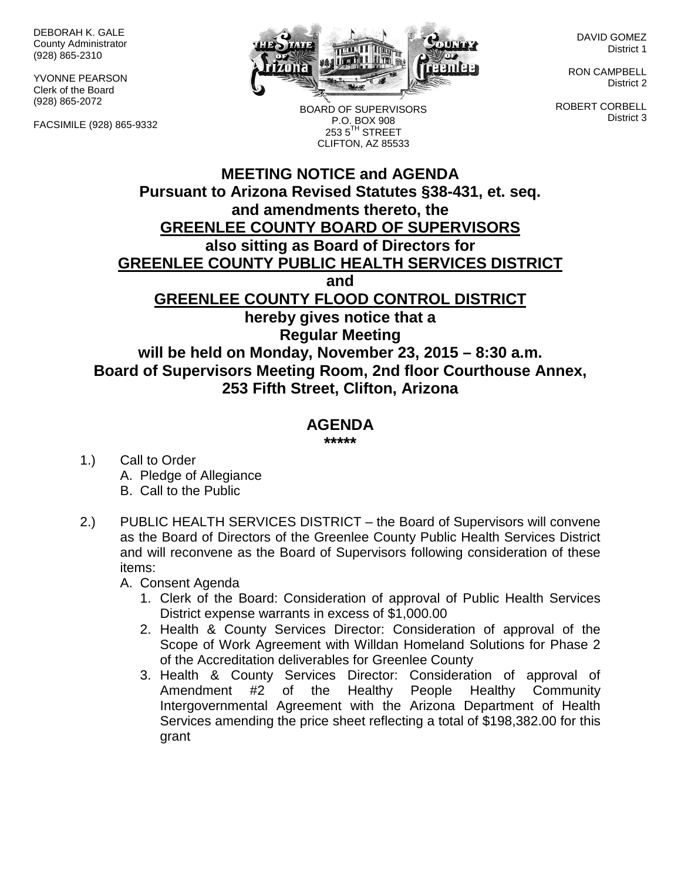DEBORAH K. GALE
County Administrator
(928) 865-2310

YVONNE PEARSON
Clerk of the Board
(928) 865-2072

FACSIMILE (928) 865-9332

BOARD OF SUPERVISORS
P.O. BOX 908
253 5TH STREET
CLIFTON, AZ 85533

DAVID GOMEZ
District 1

RON CAMPBELL
District 2

ROBERT CORBELL
District 3

# MEETING NOTICE and AGENDA

**Pursuant to Arizona Revised Statutes §38-431, et. seq. and amendments thereto, the**
**GREENLEE COUNTY BOARD OF SUPERVISORS**
**also sitting as Board of Directors for**
**GREENLEE COUNTY PUBLIC HEALTH SERVICES DISTRICT**
**and**
**GREENLEE COUNTY FLOOD CONTROL DISTRICT**
**hereby gives notice that a**
**Regular Meeting**
**will be held on Monday, November 23, 2015 – 8:30 a.m.**
**Board of Supervisors Meeting Room, 2nd floor Courthouse Annex, 253 Fifth Street, Clifton, Arizona**

## AGENDA

*****

1.) Call to Order
   A. Pledge of Allegiance
   B. Call to the Public

2.) PUBLIC HEALTH SERVICES DISTRICT – the Board of Supervisors will convene as the Board of Directors of the Greenlee County Public Health Services District and will reconvene as the Board of Supervisors following consideration of these items:
   A. Consent Agenda
      1. Clerk of the Board: Consideration of approval of Public Health Services District expense warrants in excess of $1,000.00
      2. Health & County Services Director: Consideration of approval of the Scope of Work Agreement with Willdan Homeland Solutions for Phase 2 of the Accreditation deliverables for Greenlee County
      3. Health & County Services Director: Consideration of approval of Amendment #2 of the Healthy People Healthy Community Intergovernmental Agreement with the Arizona Department of Health Services amending the price sheet reflecting a total of $198,382.00 for this grant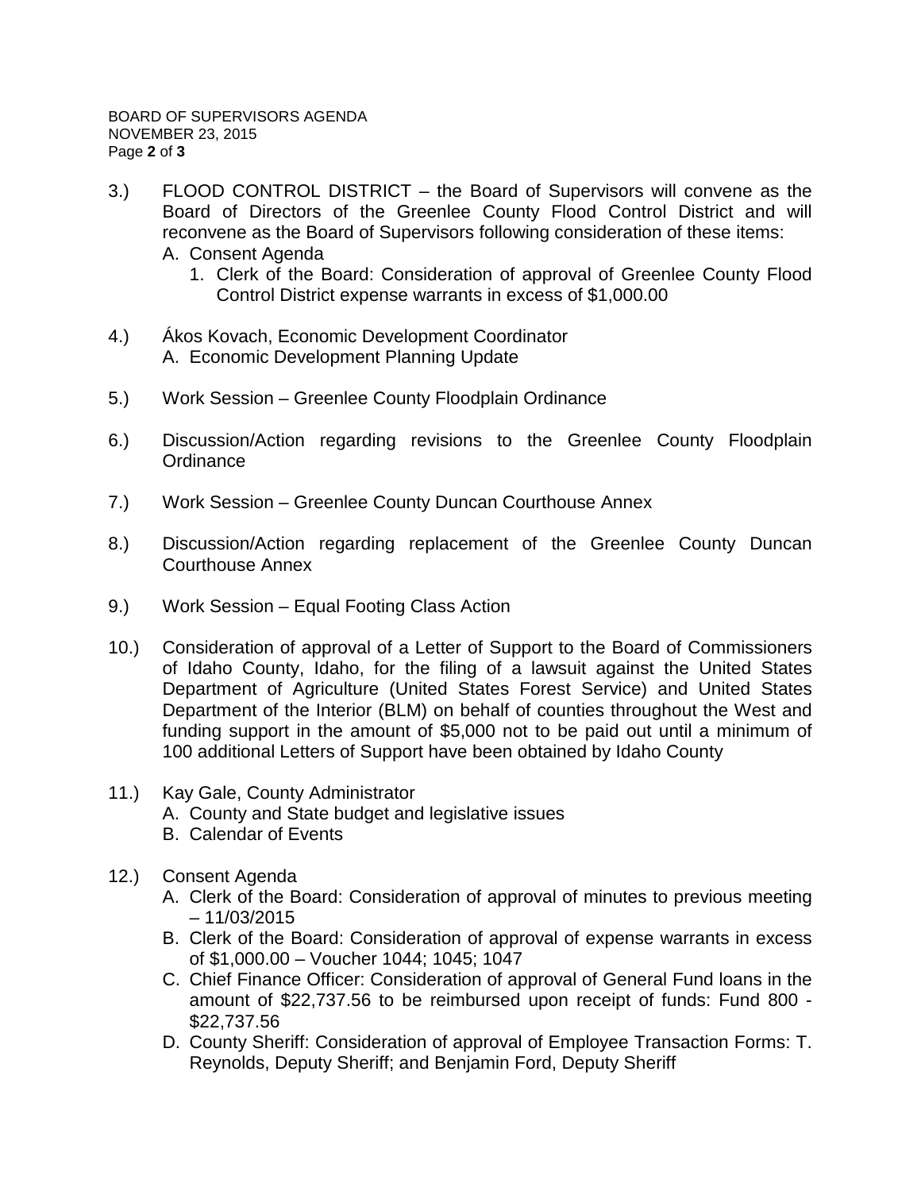3.) FLOOD CONTROL DISTRICT – the Board of Supervisors will convene as the Board of Directors of the Greenlee County Flood Control District and will reconvene as the Board of Supervisors following consideration of these items:
   - A. Consent Agenda
      1. Clerk of the Board: Consideration of approval of Greenlee County Flood Control District expense warrants in excess of $1,000.00

4.) Ákos Kovach, Economic Development Coordinator
   - A. Economic Development Planning Update

5.) Work Session – Greenlee County Floodplain Ordinance

6.) Discussion/Action regarding revisions to the Greenlee County Floodplain Ordinance

7.) Work Session – Greenlee County Duncan Courthouse Annex

8.) Discussion/Action regarding replacement of the Greenlee County Duncan Courthouse Annex

9.) Work Session – Equal Footing Class Action

10.) Consideration of approval of a Letter of Support to the Board of Commissioners of Idaho County, Idaho, for the filing of a lawsuit against the United States Department of Agriculture (United States Forest Service) and United States Department of the Interior (BLM) on behalf of counties throughout the West and funding support in the amount of $5,000 not to be paid out until a minimum of 100 additional Letters of Support have been obtained by Idaho County

11.) Kay Gale, County Administrator
   - A. County and State budget and legislative issues
   - B. Calendar of Events

12.) Consent Agenda
   - A. Clerk of the Board: Consideration of approval of minutes to previous meeting – 11/03/2015
   - B. Clerk of the Board: Consideration of approval of expense warrants in excess of $1,000.00 – Voucher 1044; 1045; 1047
   - C. Chief Finance Officer: Consideration of approval of General Fund loans in the amount of $22,737.56 to be reimbursed upon receipt of funds: Fund 800 - $22,737.56
   - D. County Sheriff: Consideration of approval of Employee Transaction Forms: T. Reynolds, Deputy Sheriff; and Benjamin Ford, Deputy Sheriff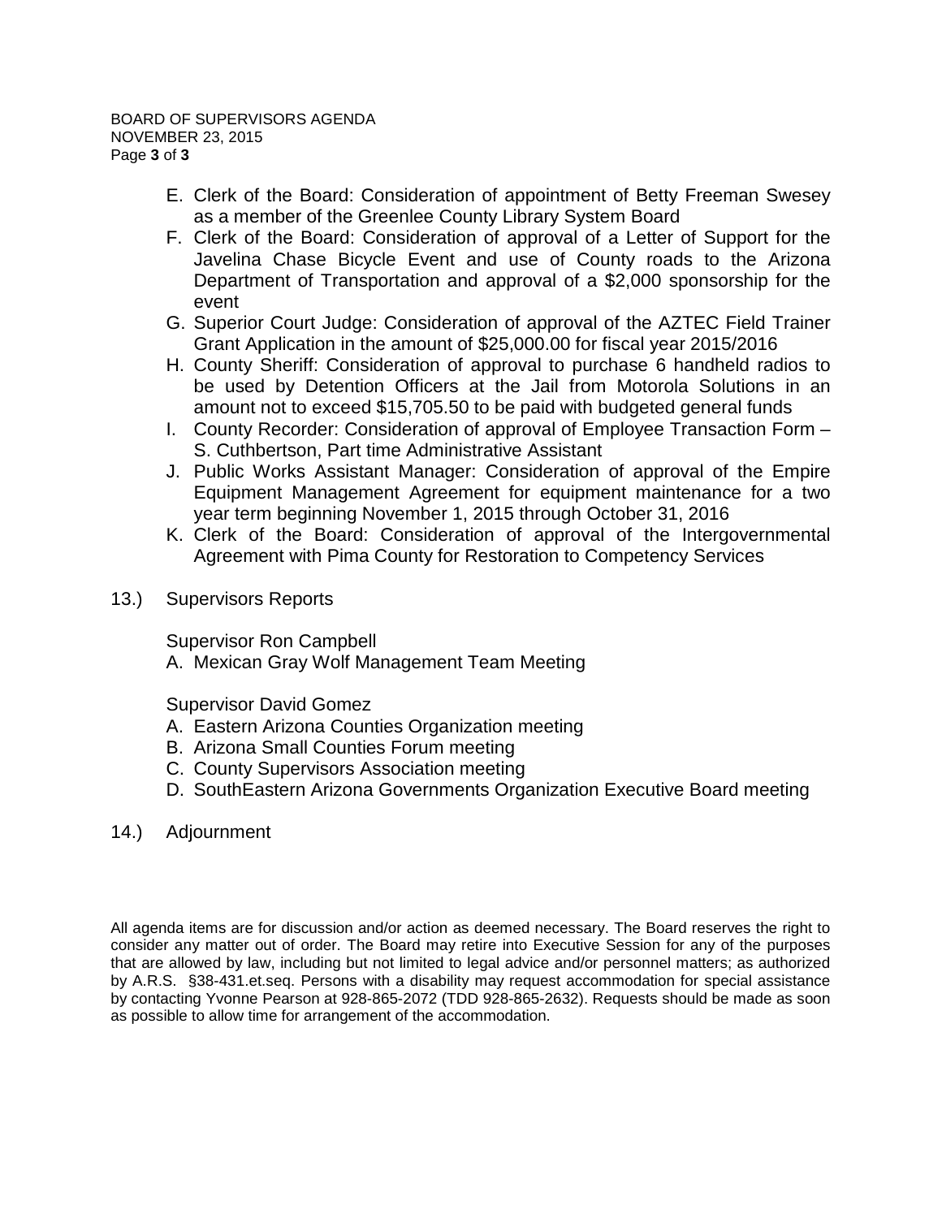E. Clerk of the Board: Consideration of appointment of Betty Freeman Swesey as a member of the Greenlee County Library System Board
F. Clerk of the Board: Consideration of approval of a Letter of Support for the Javelina Chase Bicycle Event and use of County roads to the Arizona Department of Transportation and approval of a $2,000 sponsorship for the event
G. Superior Court Judge: Consideration of approval of the AZTEC Field Trainer Grant Application in the amount of $25,000.00 for fiscal year 2015/2016
H. County Sheriff: Consideration of approval to purchase 6 handheld radios to be used by Detention Officers at the Jail from Motorola Solutions in an amount not to exceed $15,705.50 to be paid with budgeted general funds
I. County Recorder: Consideration of approval of Employee Transaction Form – S. Cuthbertson, Part time Administrative Assistant
J. Public Works Assistant Manager: Consideration of approval of the Empire Equipment Management Agreement for equipment maintenance for a two year term beginning November 1, 2015 through October 31, 2016
K. Clerk of the Board: Consideration of approval of the Intergovernmental Agreement with Pima County for Restoration to Competency Services

13.) Supervisors Reports

Supervisor Ron Campbell

A. Mexican Gray Wolf Management Team Meeting

Supervisor David Gomez

A. Eastern Arizona Counties Organization meeting
B. Arizona Small Counties Forum meeting
C. County Supervisors Association meeting
D. SouthEastern Arizona Governments Organization Executive Board meeting

14.) Adjournment

All agenda items are for discussion and/or action as deemed necessary. The Board reserves the right to consider any matter out of order. The Board may retire into Executive Session for any of the purposes that are allowed by law, including but not limited to legal advice and/or personnel matters; as authorized by A.R.S. §38-431.et.seq. Persons with a disability may request accommodation for special assistance by contacting Yvonne Pearson at 928-865-2072 (TDD 928-865-2632). Requests should be made as soon as possible to allow time for arrangement of the accommodation.